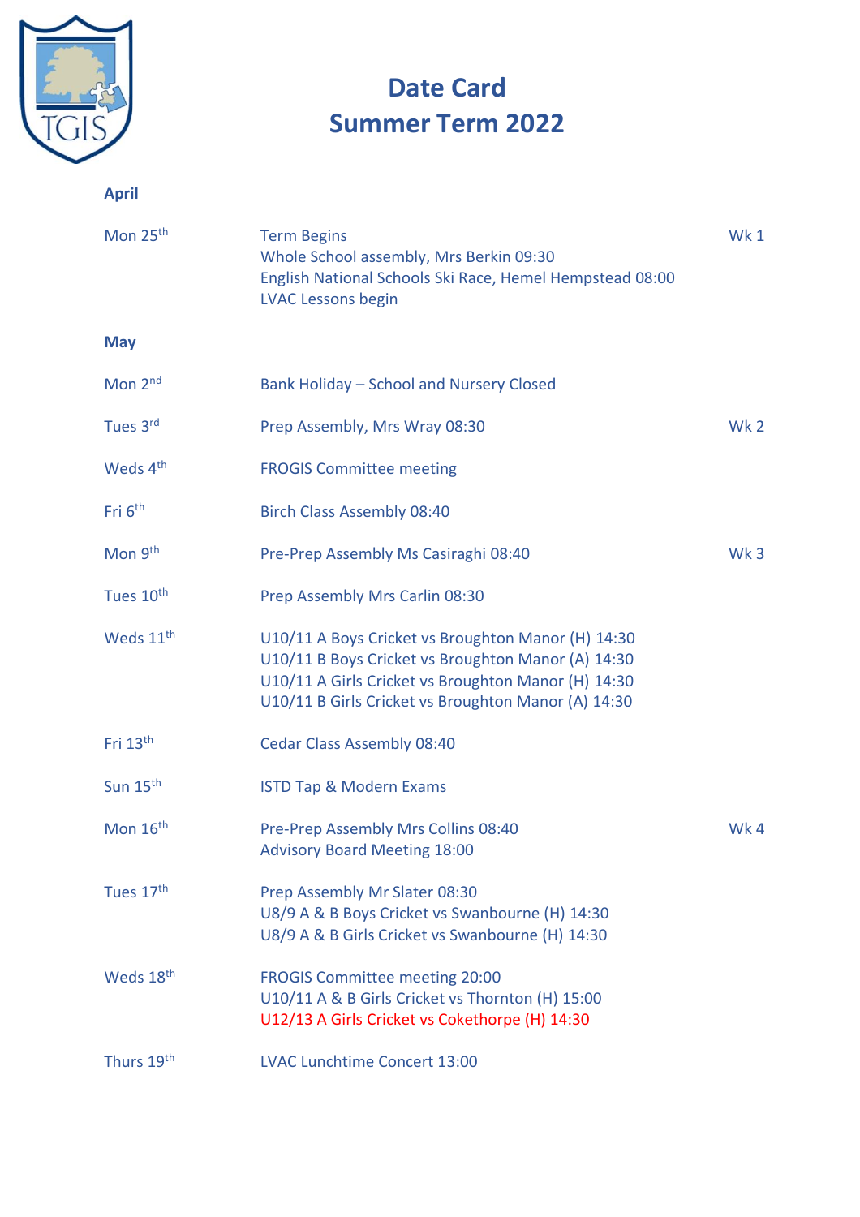# Date Card
# Summer Term 2022

## April

| | | |
|---|---|---|
| Mon 25th | Term Begins<br>Whole School assembly, Mrs Berkin 09:30<br>English National Schools Ski Race, Hemel Hempstead 08:00<br>LVAC Lessons begin | Wk 1 |

## May

| | | |
|---|---|---|
| Mon 2nd | Bank Holiday – School and Nursery Closed | |
| Tues 3rd | Prep Assembly, Mrs Wray 08:30 | Wk 2 |
| Weds 4th | FROGIS Committee meeting | |
| Fri 6th | Birch Class Assembly 08:40 | |
| Mon 9th | Pre-Prep Assembly Ms Casiraghi 08:40 | Wk 3 |
| Tues 10th | Prep Assembly Mrs Carlin 08:30 | |
| Weds 11th | U10/11 A Boys Cricket vs Broughton Manor (H) 14:30<br>U10/11 B Boys Cricket vs Broughton Manor (A) 14:30<br>U10/11 A Girls Cricket vs Broughton Manor (H) 14:30<br>U10/11 B Girls Cricket vs Broughton Manor (A) 14:30 | |
| Fri 13th | Cedar Class Assembly 08:40 | |
| Sun 15th | ISTD Tap & Modern Exams | |
| Mon 16th | Pre-Prep Assembly Mrs Collins 08:40<br>Advisory Board Meeting 18:00 | Wk 4 |
| Tues 17th | Prep Assembly Mr Slater 08:30<br>U8/9 A & B Boys Cricket vs Swanbourne (H) 14:30<br>U8/9 A & B Girls Cricket vs Swanbourne (H) 14:30 | |
| Weds 18th | FROGIS Committee meeting 20:00<br>U10/11 A & B Girls Cricket vs Thornton (H) 15:00<br>U12/13 A Girls Cricket vs Cokethorpe (H) 14:30 | |
| Thurs 19th | LVAC Lunchtime Concert 13:00 | |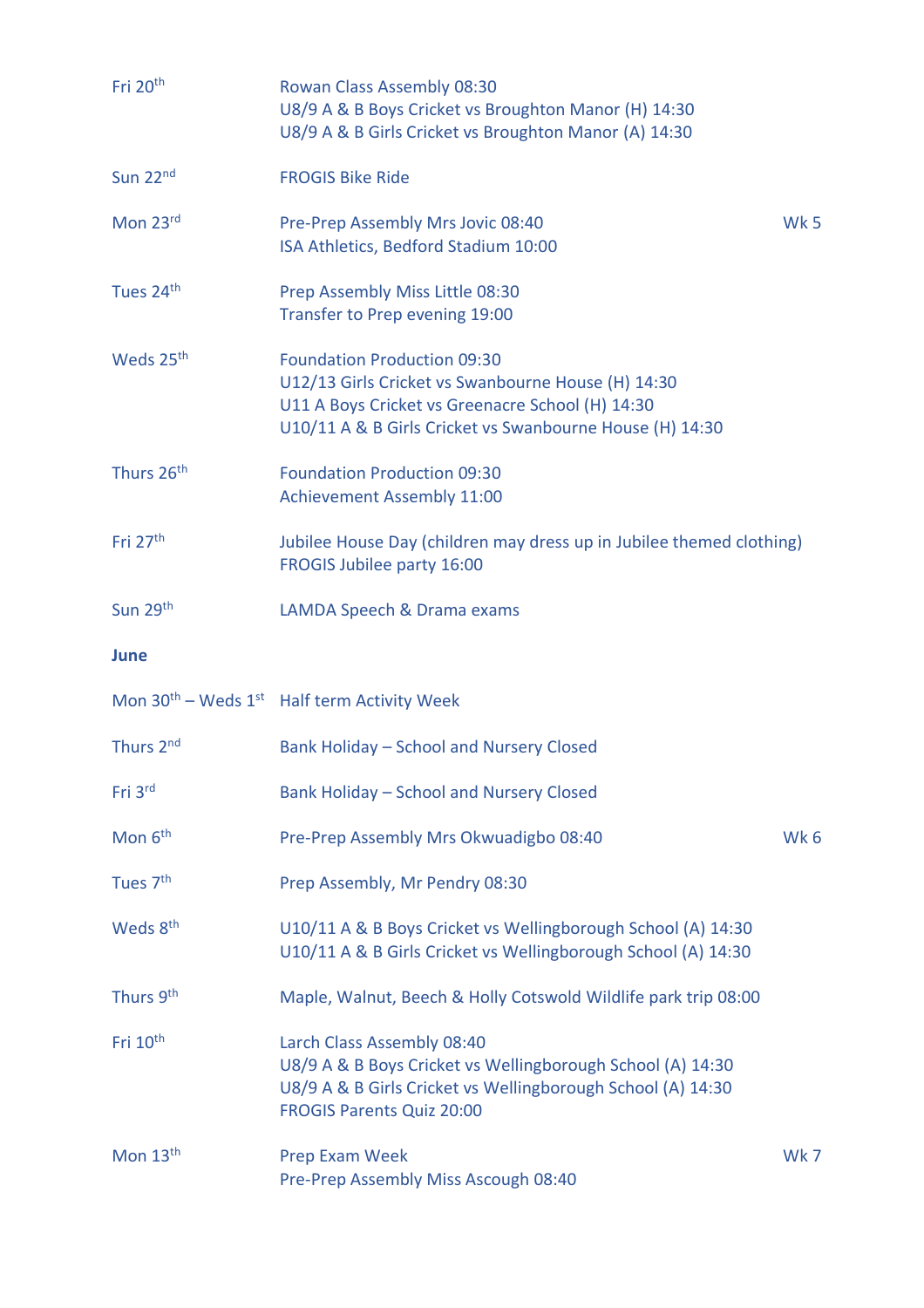| | | |
|---|---|---|
| Fri 20th | Rowan Class Assembly 08:30<br>U8/9 A & B Boys Cricket vs Broughton Manor (H) 14:30<br>U8/9 A & B Girls Cricket vs Broughton Manor (A) 14:30 | |
| Sun 22nd | FROGIS Bike Ride | |
| Mon 23rd | Pre-Prep Assembly Mrs Jovic 08:40<br>ISA Athletics, Bedford Stadium 10:00 | Wk 5 |
| Tues 24th | Prep Assembly Miss Little 08:30<br>Transfer to Prep evening 19:00 | |
| Weds 25th | Foundation Production 09:30<br>U12/13 Girls Cricket vs Swanbourne House (H) 14:30<br>U11 A Boys Cricket vs Greenacre School (H) 14:30<br>U10/11 A & B Girls Cricket vs Swanbourne House (H) 14:30 | |
| Thurs 26th | Foundation Production 09:30<br>Achievement Assembly 11:00 | |
| Fri 27th | Jubilee House Day (children may dress up in Jubilee themed clothing)<br>FROGIS Jubilee party 16:00 | |
| Sun 29th | LAMDA Speech & Drama exams | |

**June**

| | | |
|---|---|---|
| Mon 30th – Weds 1st | Half term Activity Week | |
| Thurs 2nd | Bank Holiday – School and Nursery Closed | |
| Fri 3rd | Bank Holiday – School and Nursery Closed | |
| Mon 6th | Pre-Prep Assembly Mrs Okwuadigbo 08:40 | Wk 6 |
| Tues 7th | Prep Assembly, Mr Pendry 08:30 | |
| Weds 8th | U10/11 A & B Boys Cricket vs Wellingborough School (A) 14:30<br>U10/11 A & B Girls Cricket vs Wellingborough School (A) 14:30 | |
| Thurs 9th | Maple, Walnut, Beech & Holly Cotswold Wildlife park trip 08:00 | |
| Fri 10th | Larch Class Assembly 08:40<br>U8/9 A & B Boys Cricket vs Wellingborough School (A) 14:30<br>U8/9 A & B Girls Cricket vs Wellingborough School (A) 14:30<br>FROGIS Parents Quiz 20:00 | |
| Mon 13th | Prep Exam Week<br>Pre-Prep Assembly Miss Ascough 08:40 | Wk 7 |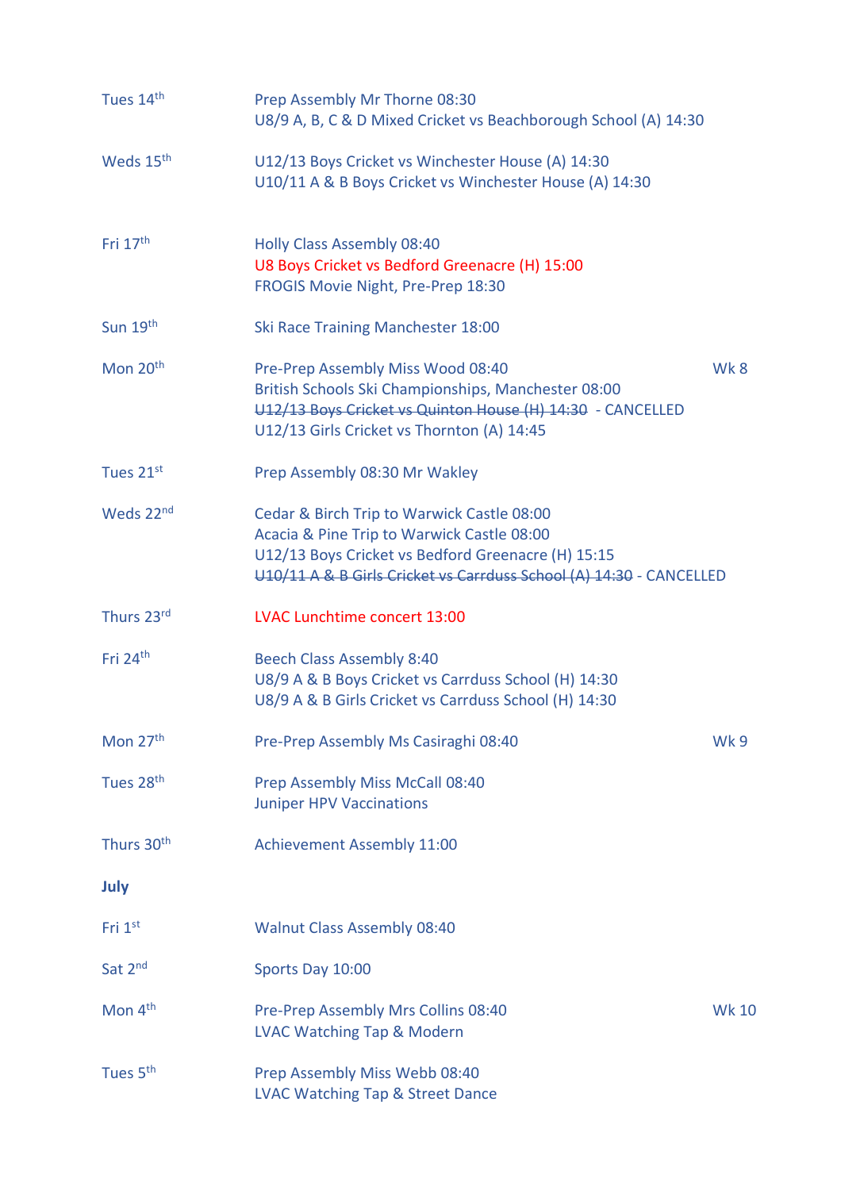| | | |
|---|---|---|
| Tues 14th | Prep Assembly Mr Thorne 08:30<br>U8/9 A, B, C & D Mixed Cricket vs Beachborough School (A) 14:30 | |
| Weds 15th | U12/13 Boys Cricket vs Winchester House (A) 14:30<br>U10/11 A & B Boys Cricket vs Winchester House (A) 14:30 | |
| Fri 17th | Holly Class Assembly 08:40<br>U8 Boys Cricket vs Bedford Greenacre (H) 15:00<br>FROGIS Movie Night, Pre-Prep 18:30 | |
| Sun 19th | Ski Race Training Manchester 18:00 | |
| Mon 20th | Pre-Prep Assembly Miss Wood 08:40<br>British Schools Ski Championships, Manchester 08:00<br>~~U12/13 Boys Cricket vs Quinton House (H) 14:30~~ - CANCELLED<br>U12/13 Girls Cricket vs Thornton (A) 14:45 | Wk 8 |
| Tues 21st | Prep Assembly 08:30 Mr Wakley | |
| Weds 22nd | Cedar & Birch Trip to Warwick Castle 08:00<br>Acacia & Pine Trip to Warwick Castle 08:00<br>U12/13 Boys Cricket vs Bedford Greenacre (H) 15:15<br>~~U10/11 A & B Girls Cricket vs Carrduss School (A) 14:30~~ - CANCELLED | |
| Thurs 23rd | LVAC Lunchtime concert 13:00 | |
| Fri 24th | Beech Class Assembly 8:40<br>U8/9 A & B Boys Cricket vs Carrduss School (H) 14:30<br>U8/9 A & B Girls Cricket vs Carrduss School (H) 14:30 | |
| Mon 27th | Pre-Prep Assembly Ms Casiraghi 08:40 | Wk 9 |
| Tues 28th | Prep Assembly Miss McCall 08:40<br>Juniper HPV Vaccinations | |
| Thurs 30th | Achievement Assembly 11:00 | |
| **July** | | |
| Fri 1st | Walnut Class Assembly 08:40 | |
| Sat 2nd | Sports Day 10:00 | |
| Mon 4th | Pre-Prep Assembly Mrs Collins 08:40<br>LVAC Watching Tap & Modern | Wk 10 |
| Tues 5th | Prep Assembly Miss Webb 08:40<br>LVAC Watching Tap & Street Dance | |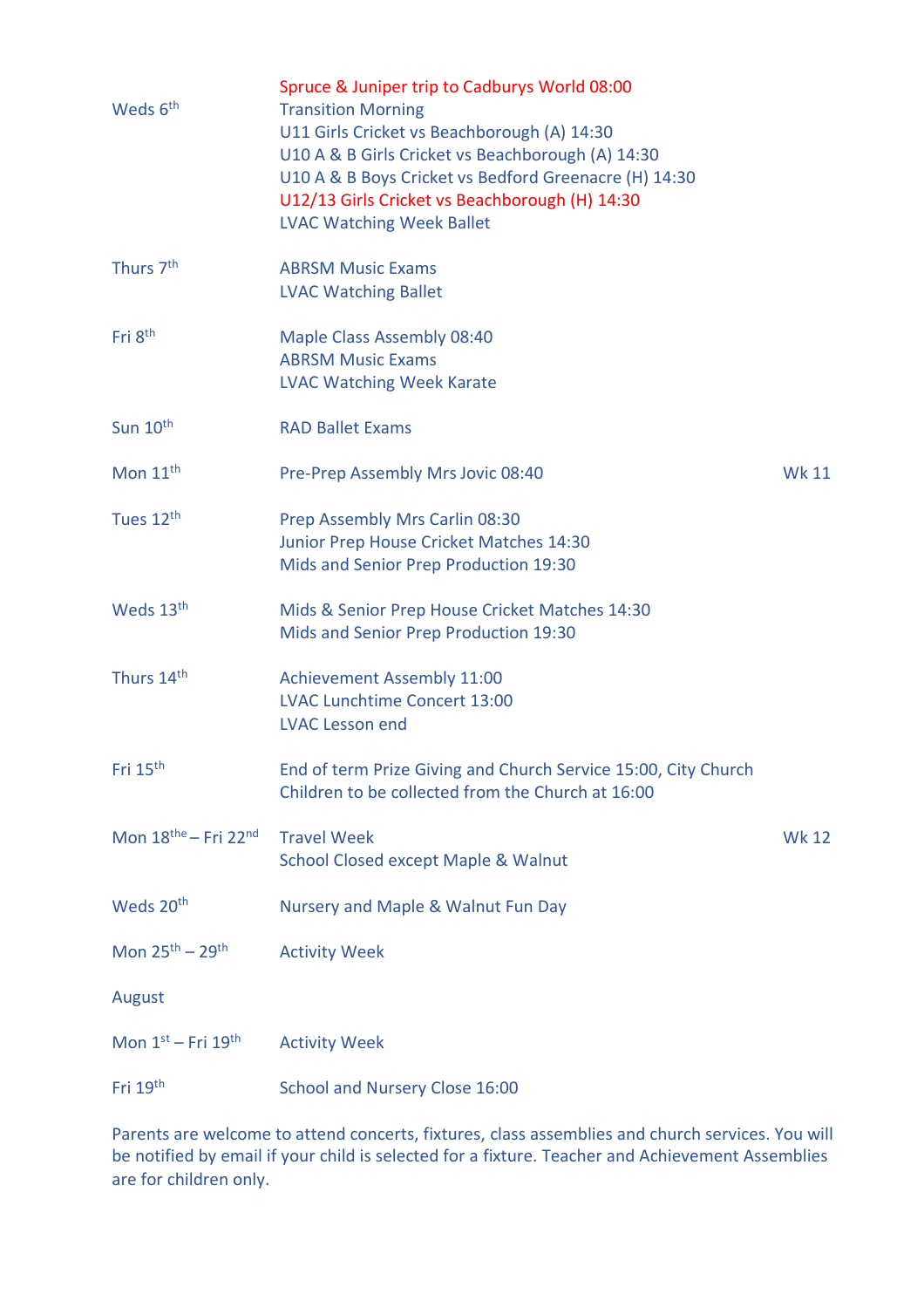| | | |
|---|---|---|
| Weds 6th | Spruce & Juniper trip to Cadburys World 08:00<br>Transition Morning<br>U11 Girls Cricket vs Beachborough (A) 14:30<br>U10 A & B Girls Cricket vs Beachborough (A) 14:30<br>U10 A & B Boys Cricket vs Bedford Greenacre (H) 14:30<br>U12/13 Girls Cricket vs Beachborough (H) 14:30<br>LVAC Watching Week Ballet | |
| Thurs 7th | ABRSM Music Exams<br>LVAC Watching Ballet | |
| Fri 8th | Maple Class Assembly 08:40<br>ABRSM Music Exams<br>LVAC Watching Week Karate | |
| Sun 10th | RAD Ballet Exams | |
| Mon 11th | Pre-Prep Assembly Mrs Jovic 08:40 | Wk 11 |
| Tues 12th | Prep Assembly Mrs Carlin 08:30<br>Junior Prep House Cricket Matches 14:30<br>Mids and Senior Prep Production 19:30 | |
| Weds 13th | Mids & Senior Prep House Cricket Matches 14:30<br>Mids and Senior Prep Production 19:30 | |
| Thurs 14th | Achievement Assembly 11:00<br>LVAC Lunchtime Concert 13:00<br>LVAC Lesson end | |
| Fri 15th | End of term Prize Giving and Church Service 15:00, City Church<br>Children to be collected from the Church at 16:00 | |
| Mon 18the – Fri 22nd | Travel Week<br>School Closed except Maple & Walnut | Wk 12 |
| Weds 20th | Nursery and Maple & Walnut Fun Day | |
| Mon 25th – 29th | Activity Week | |
| August | | |
| Mon 1st – Fri 19th | Activity Week | |
| Fri 19th | School and Nursery Close 16:00 | |

Parents are welcome to attend concerts, fixtures, class assemblies and church services. You will be notified by email if your child is selected for a fixture. Teacher and Achievement Assemblies are for children only.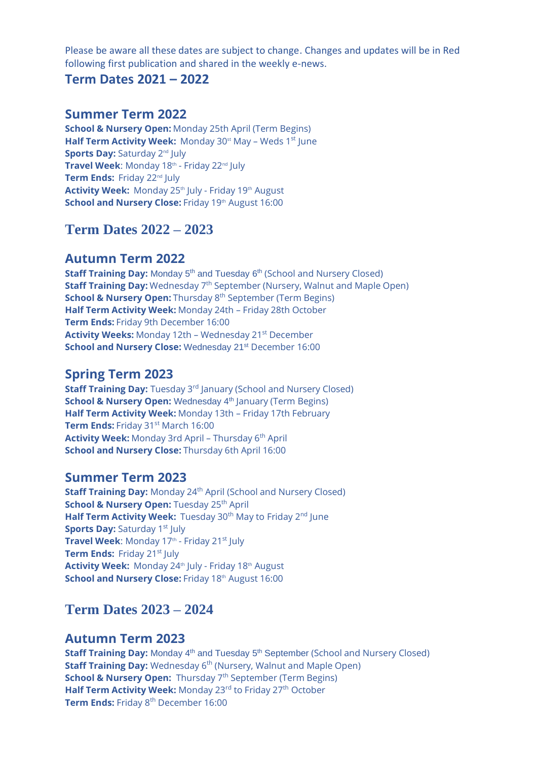Please be aware all these dates are subject to change. Changes and updates will be in Red following first publication and shared in the weekly e-news.

## Term Dates 2021 – 2022

### Summer Term 2022

**School & Nursery Open:** Monday 25th April (Term Begins)
**Half Term Activity Week:** Monday 30st May – Weds 1st June
**Sports Day:** Saturday 2nd July
**Travel Week**: Monday 18th - Friday 22nd July
**Term Ends:** Friday 22nd July
**Activity Week:** Monday 25th July - Friday 19th August
**School and Nursery Close:** Friday 19th August 16:00

## Term Dates 2022 – 2023

### Autumn Term 2022

**Staff Training Day:** Monday 5th and Tuesday 6th (School and Nursery Closed)
**Staff Training Day:** Wednesday 7th September (Nursery, Walnut and Maple Open)
**School & Nursery Open:** Thursday 8th September (Term Begins)
**Half Term Activity Week:** Monday 24th – Friday 28th October
**Term Ends:** Friday 9th December 16:00
**Activity Weeks:** Monday 12th – Wednesday 21st December
**School and Nursery Close:** Wednesday 21st December 16:00

### Spring Term 2023

**Staff Training Day:** Tuesday 3rd January (School and Nursery Closed)
**School & Nursery Open:** Wednesday 4th January (Term Begins)
**Half Term Activity Week:** Monday 13th – Friday 17th February
**Term Ends:** Friday 31st March 16:00
**Activity Week:** Monday 3rd April – Thursday 6th April
**School and Nursery Close:** Thursday 6th April 16:00

### Summer Term 2023

**Staff Training Day:** Monday 24th April (School and Nursery Closed)
**School & Nursery Open:** Tuesday 25th April
**Half Term Activity Week:** Tuesday 30th May to Friday 2nd June
**Sports Day:** Saturday 1st July
**Travel Week**: Monday 17th - Friday 21st July
**Term Ends:** Friday 21st July
**Activity Week:** Monday 24th July - Friday 18th August
**School and Nursery Close:** Friday 18th August 16:00

## Term Dates 2023 – 2024

### Autumn Term 2023

**Staff Training Day:** Monday 4th and Tuesday 5th September (School and Nursery Closed)
**Staff Training Day:** Wednesday 6th (Nursery, Walnut and Maple Open)
**School & Nursery Open:** Thursday 7th September (Term Begins)
**Half Term Activity Week:** Monday 23rd to Friday 27th October
**Term Ends:** Friday 8th December 16:00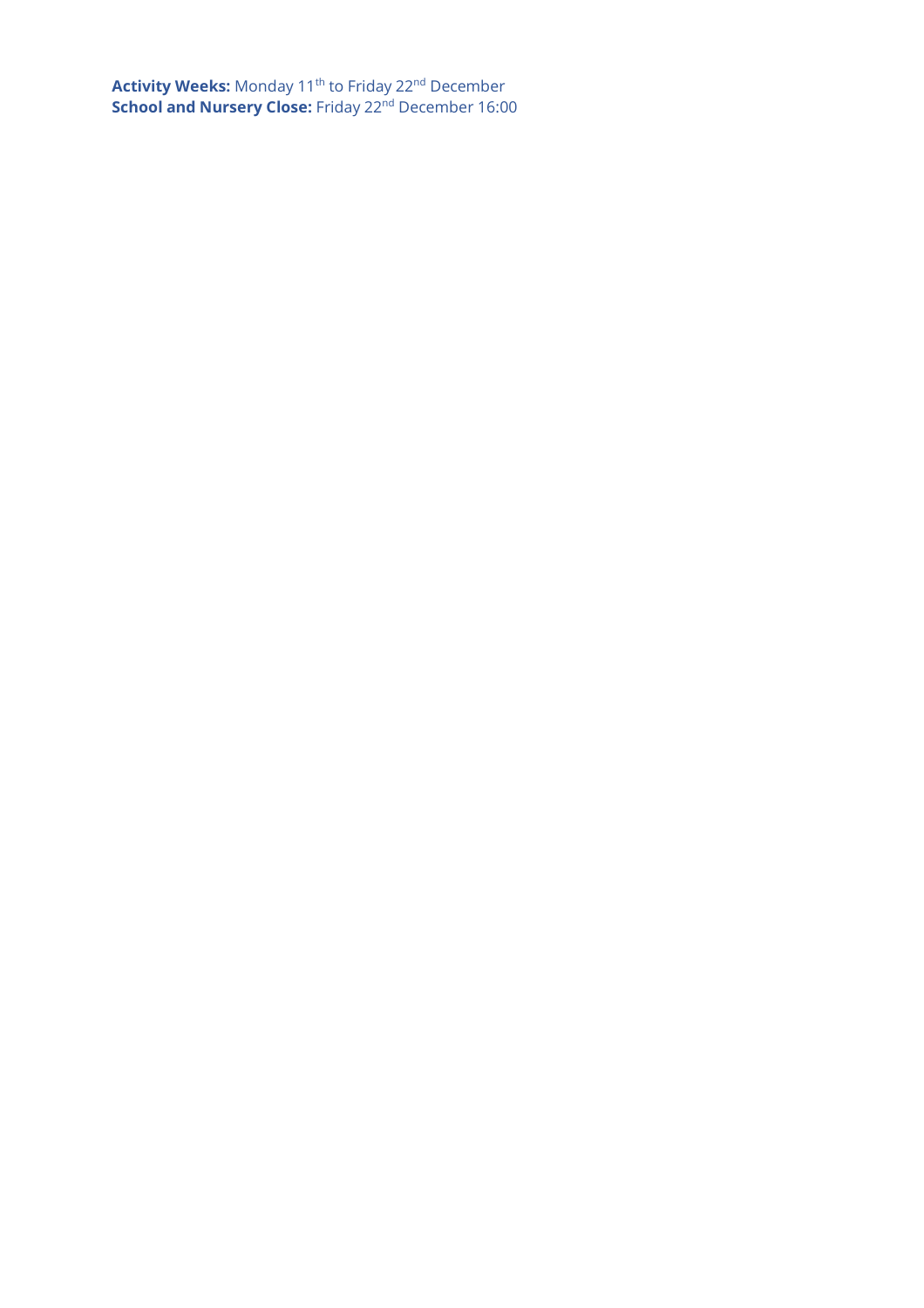**Activity Weeks:** Monday 11th to Friday 22nd December
**School and Nursery Close:** Friday 22nd December 16:00